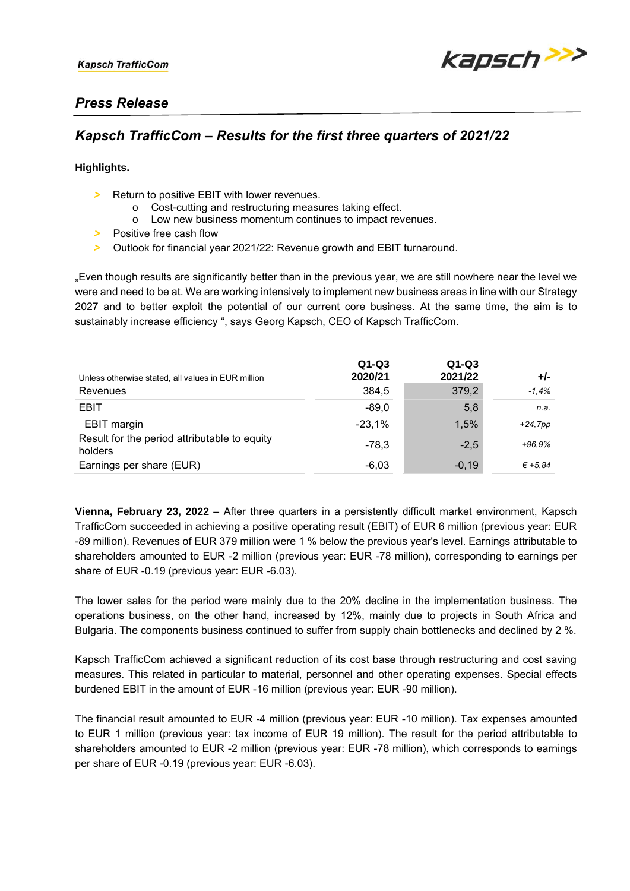Kapsch TrafficCom

## Press Release

# Kapsch TrafficCom – Results for the first three quarters of 2021/22

**Highlights.**

- Return to positive EBIT with lower revenues.
  - Cost-cutting and restructuring measures taking effect.
  - Low new business momentum continues to impact revenues.
- Positive free cash flow
- Outlook for financial year 2021/22: Revenue growth and EBIT turnaround.

„Even though results are significantly better than in the previous year, we are still nowhere near the level we were and need to be at. We are working intensively to implement new business areas in line with our Strategy 2027 and to better exploit the potential of our current core business. At the same time, the aim is to sustainably increase efficiency ", says Georg Kapsch, CEO of Kapsch TrafficCom.

| Unless otherwise stated, all values in EUR million | Q1-Q3 2020/21 | Q1-Q3 2021/22 | +/- |
|---|---|---|---|
| Revenues | 384,5 | 379,2 | *-1,4%* |
| EBIT | -89,0 | 5,8 | *n.a.* |
| EBIT margin | -23,1% | 1,5% | *+24,7pp* |
| Result for the period attributable to equity holders | -78,3 | -2,5 | *+96,9%* |
| Earnings per share (EUR) | -6,03 | -0,19 | *€ +5,84* |

**Vienna, February 23, 2022** – After three quarters in a persistently difficult market environment, Kapsch TrafficCom succeeded in achieving a positive operating result (EBIT) of EUR 6 million (previous year: EUR -89 million). Revenues of EUR 379 million were 1 % below the previous year's level. Earnings attributable to shareholders amounted to EUR -2 million (previous year: EUR -78 million), corresponding to earnings per share of EUR -0.19 (previous year: EUR -6.03).

The lower sales for the period were mainly due to the 20% decline in the implementation business. The operations business, on the other hand, increased by 12%, mainly due to projects in South Africa and Bulgaria. The components business continued to suffer from supply chain bottlenecks and declined by 2 %.

Kapsch TrafficCom achieved a significant reduction of its cost base through restructuring and cost saving measures. This related in particular to material, personnel and other operating expenses. Special effects burdened EBIT in the amount of EUR -16 million (previous year: EUR -90 million).

The financial result amounted to EUR -4 million (previous year: EUR -10 million). Tax expenses amounted to EUR 1 million (previous year: tax income of EUR 19 million). The result for the period attributable to shareholders amounted to EUR -2 million (previous year: EUR -78 million), which corresponds to earnings per share of EUR -0.19 (previous year: EUR -6.03).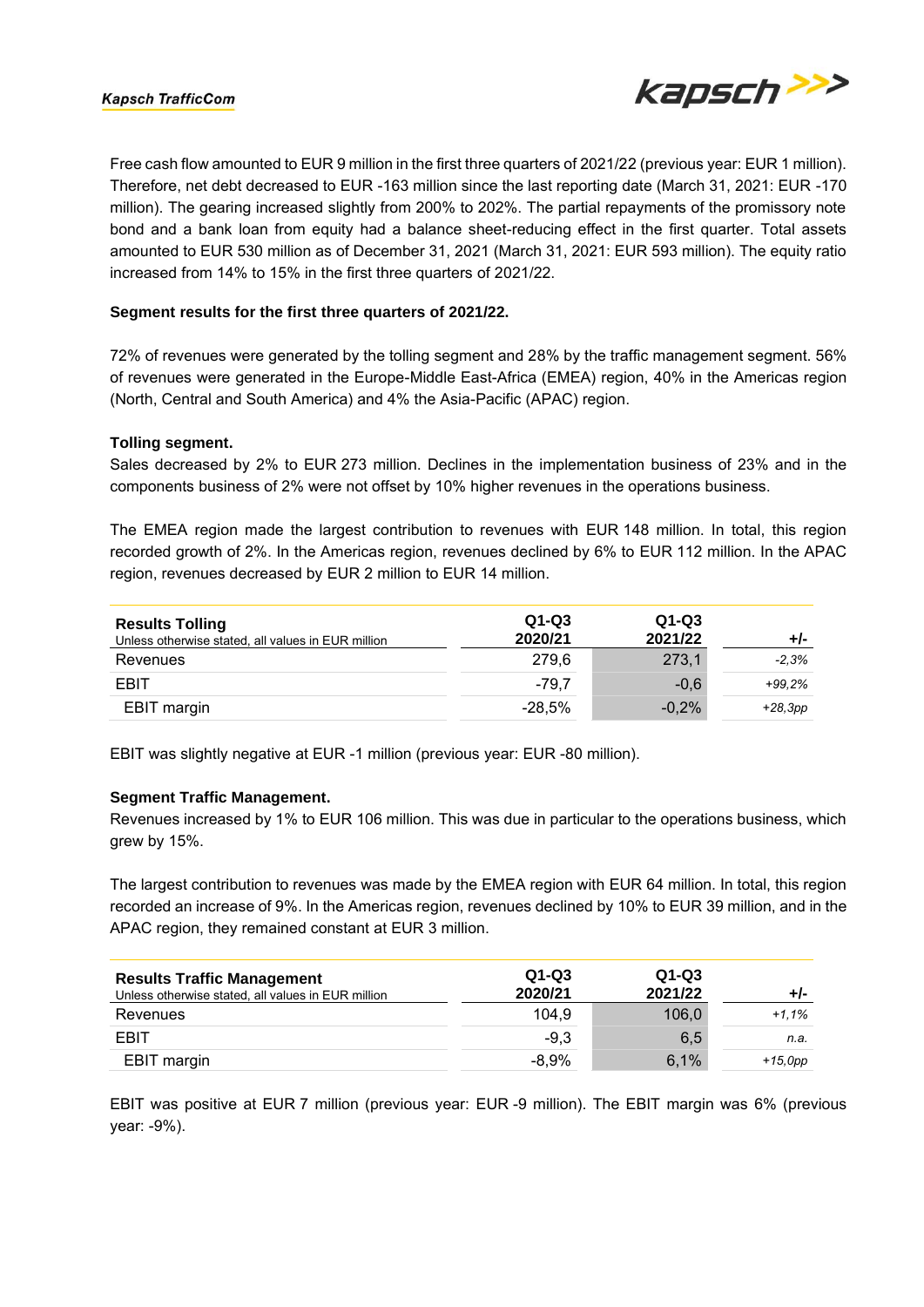Free cash flow amounted to EUR 9 million in the first three quarters of 2021/22 (previous year: EUR 1 million). Therefore, net debt decreased to EUR -163 million since the last reporting date (March 31, 2021: EUR -170 million). The gearing increased slightly from 200% to 202%. The partial repayments of the promissory note bond and a bank loan from equity had a balance sheet-reducing effect in the first quarter. Total assets amounted to EUR 530 million as of December 31, 2021 (March 31, 2021: EUR 593 million). The equity ratio increased from 14% to 15% in the first three quarters of 2021/22.

**Segment results for the first three quarters of 2021/22.**

72% of revenues were generated by the tolling segment and 28% by the traffic management segment. 56% of revenues were generated in the Europe-Middle East-Africa (EMEA) region, 40% in the Americas region (North, Central and South America) and 4% the Asia-Pacific (APAC) region.

**Tolling segment.**
Sales decreased by 2% to EUR 273 million. Declines in the implementation business of 23% and in the components business of 2% were not offset by 10% higher revenues in the operations business.

The EMEA region made the largest contribution to revenues with EUR 148 million. In total, this region recorded growth of 2%. In the Americas region, revenues declined by 6% to EUR 112 million. In the APAC region, revenues decreased by EUR 2 million to EUR 14 million.

| **Results Tolling**<br>Unless otherwise stated, all values in EUR million | Q1-Q3 2020/21 | Q1-Q3 2021/22 | +/- |
|---|---|---|---|
| Revenues | 279,6 | 273,1 | *-2,3%* |
| EBIT | -79,7 | -0,6 | *+99,2%* |
| EBIT margin | -28,5% | -0,2% | *+28,3pp* |

EBIT was slightly negative at EUR -1 million (previous year: EUR -80 million).

**Segment Traffic Management.**
Revenues increased by 1% to EUR 106 million. This was due in particular to the operations business, which grew by 15%.

The largest contribution to revenues was made by the EMEA region with EUR 64 million. In total, this region recorded an increase of 9%. In the Americas region, revenues declined by 10% to EUR 39 million, and in the APAC region, they remained constant at EUR 3 million.

| **Results Traffic Management**<br>Unless otherwise stated, all values in EUR million | Q1-Q3 2020/21 | Q1-Q3 2021/22 | +/- |
|---|---|---|---|
| Revenues | 104,9 | 106,0 | *+1,1%* |
| EBIT | -9,3 | 6,5 | *n.a.* |
| EBIT margin | -8,9% | 6,1% | *+15,0pp* |

EBIT was positive at EUR 7 million (previous year: EUR -9 million). The EBIT margin was 6% (previous year: -9%).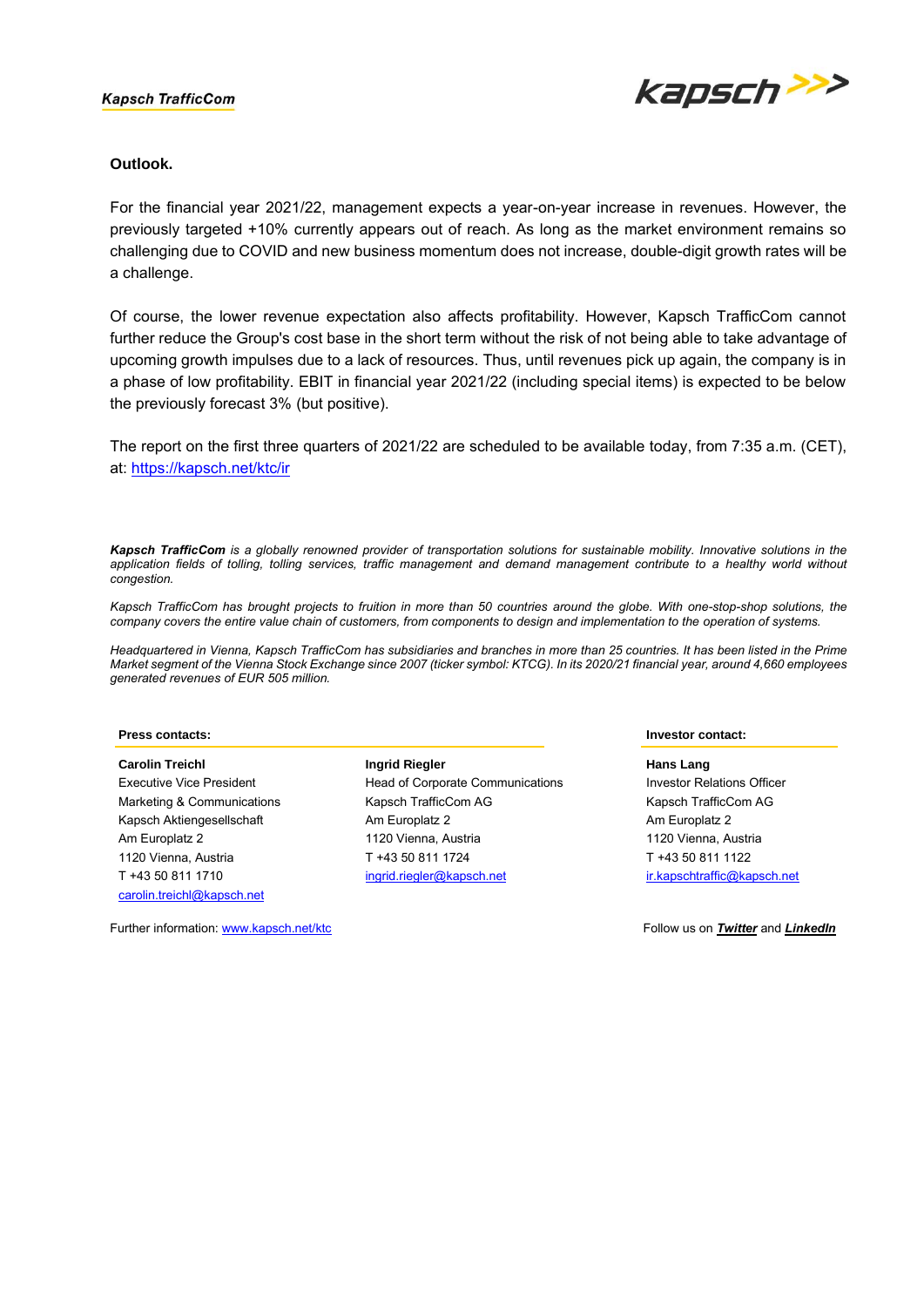**Outlook.**

For the financial year 2021/22, management expects a year-on-year increase in revenues. However, the previously targeted +10% currently appears out of reach. As long as the market environment remains so challenging due to COVID and new business momentum does not increase, double-digit growth rates will be a challenge.

Of course, the lower revenue expectation also affects profitability. However, Kapsch TrafficCom cannot further reduce the Group's cost base in the short term without the risk of not being able to take advantage of upcoming growth impulses due to a lack of resources. Thus, until revenues pick up again, the company is in a phase of low profitability. EBIT in financial year 2021/22 (including special items) is expected to be below the previously forecast 3% (but positive).

The report on the first three quarters of 2021/22 are scheduled to be available today, from 7:35 a.m. (CET), at: https://kapsch.net/ktc/ir

***Kapsch TrafficCom** is a globally renowned provider of transportation solutions for sustainable mobility. Innovative solutions in the application fields of tolling, tolling services, traffic management and demand management contribute to a healthy world without congestion.*

*Kapsch TrafficCom has brought projects to fruition in more than 50 countries around the globe. With one-stop-shop solutions, the company covers the entire value chain of customers, from components to design and implementation to the operation of systems.*

*Headquartered in Vienna, Kapsch TrafficCom has subsidiaries and branches in more than 25 countries. It has been listed in the Prime Market segment of the Vienna Stock Exchange since 2007 (ticker symbol: KTCG). In its 2020/21 financial year, around 4,660 employees generated revenues of EUR 505 million.*

**Press contacts:**

**Carolin Treichl**
Executive Vice President
Marketing & Communications
Kapsch Aktiengesellschaft
Am Europlatz 2
1120 Vienna, Austria
T +43 50 811 1710
carolin.treichl@kapsch.net

**Ingrid Riegler**
Head of Corporate Communications
Kapsch TrafficCom AG
Am Europlatz 2
1120 Vienna, Austria
T +43 50 811 1724
ingrid.riegler@kapsch.net

**Investor contact:**

**Hans Lang**
Investor Relations Officer
Kapsch TrafficCom AG
Am Europlatz 2
1120 Vienna, Austria
T +43 50 811 1122
ir.kapschtraffic@kapsch.net

Further information: www.kapsch.net/ktc

Follow us on ***Twitter*** and ***LinkedIn***